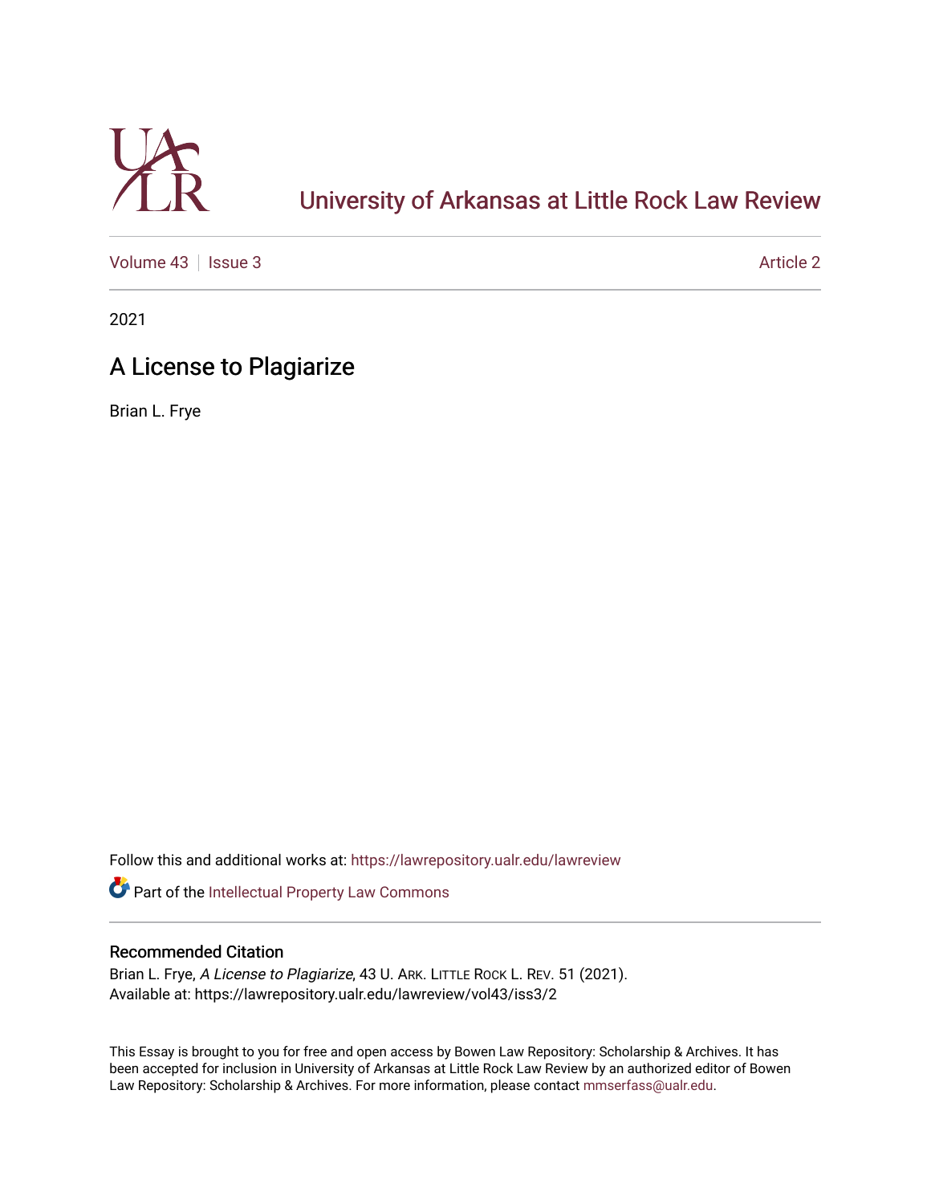# University of Arkansas at Little Rock Law Review

Volume 43 | Issue 3 | Article 2

2021

## A License to Plagiarize

Brian L. Frye

Follow this and additional works at: https://lawrepository.ualr.edu/lawreview

Part of the Intellectual Property Law Commons

### Recommended Citation

Brian L. Frye, *A License to Plagiarize*, 43 U. ARK. LITTLE ROCK L. REV. 51 (2021).
Available at: https://lawrepository.ualr.edu/lawreview/vol43/iss3/2

This Essay is brought to you for free and open access by Bowen Law Repository: Scholarship & Archives. It has been accepted for inclusion in University of Arkansas at Little Rock Law Review by an authorized editor of Bowen Law Repository: Scholarship & Archives. For more information, please contact mmserfass@ualr.edu.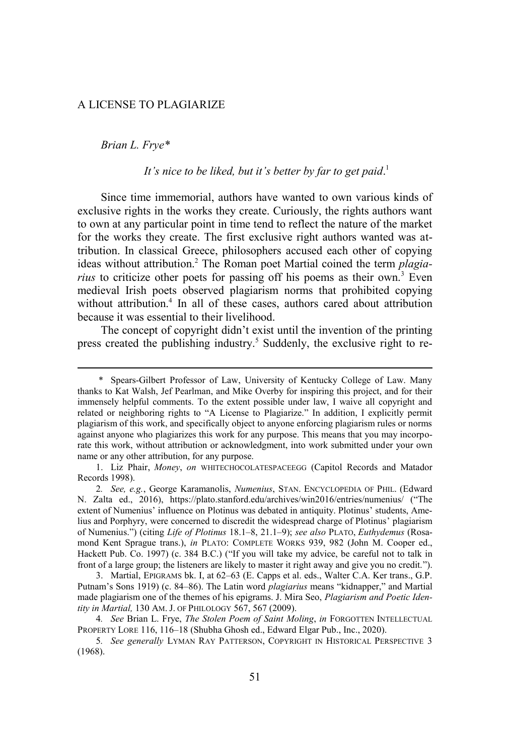# A LICENSE TO PLAGIARIZE

*Brian L. Frye\**

*It's nice to be liked, but it's better by far to get paid*.[1]

Since time immemorial, authors have wanted to own various kinds of exclusive rights in the works they create. Curiously, the rights authors want to own at any particular point in time tend to reflect the nature of the market for the works they create. The first exclusive right authors wanted was attribution. In classical Greece, philosophers accused each other of copying ideas without attribution.[2] The Roman poet Martial coined the term *plagiarius* to criticize other poets for passing off his poems as their own.[3] Even medieval Irish poets observed plagiarism norms that prohibited copying without attribution.[4] In all of these cases, authors cared about attribution because it was essential to their livelihood.

The concept of copyright didn't exist until the invention of the printing press created the publishing industry.[5] Suddenly, the exclusive right to re-

---

\* Spears-Gilbert Professor of Law, University of Kentucky College of Law. Many thanks to Kat Walsh, Jef Pearlman, and Mike Overby for inspiring this project, and for their immensely helpful comments. To the extent possible under law, I waive all copyright and related or neighboring rights to "A License to Plagiarize." In addition, I explicitly permit plagiarism of this work, and specifically object to anyone enforcing plagiarism rules or norms against anyone who plagiarizes this work for any purpose. This means that you may incorporate this work, without attribution or acknowledgment, into work submitted under your own name or any other attribution, for any purpose.

1. Liz Phair, *Money*, *on* WHITECHOCOLATESPACEEGG (Capitol Records and Matador Records 1998).

2. *See, e.g.*, George Karamanolis, *Numenius*, STAN. ENCYCLOPEDIA OF PHIL. (Edward N. Zalta ed., 2016), https://plato.stanford.edu/archives/win2016/entries/numenius/ ("The extent of Numenius' influence on Plotinus was debated in antiquity. Plotinus' students, Amelius and Porphyry, were concerned to discredit the widespread charge of Plotinus' plagiarism of Numenius.") (citing *Life of Plotinus* 18.1–8, 21.1–9); *see also* PLATO, *Euthydemus* (Rosamond Kent Sprague trans.), *in* PLATO: COMPLETE WORKS 939, 982 (John M. Cooper ed., Hackett Pub. Co. 1997) (c. 384 B.C.) ("If you will take my advice, be careful not to talk in front of a large group; the listeners are likely to master it right away and give you no credit.").

3. Martial, EPIGRAMS bk. I, at 62–63 (E. Capps et al. eds., Walter C.A. Ker trans., G.P. Putnam's Sons 1919) (c. 84–86). The Latin word *plagiarius* means "kidnapper," and Martial made plagiarism one of the themes of his epigrams. J. Mira Seo, *Plagiarism and Poetic Identity in Martial,* 130 AM. J. OF PHILOLOGY 567, 567 (2009).

4. *See* Brian L. Frye, *The Stolen Poem of Saint Moling*, *in* FORGOTTEN INTELLECTUAL PROPERTY LORE 116, 116–18 (Shubha Ghosh ed., Edward Elgar Pub., Inc., 2020).

5. *See generally* LYMAN RAY PATTERSON, COPYRIGHT IN HISTORICAL PERSPECTIVE 3 (1968).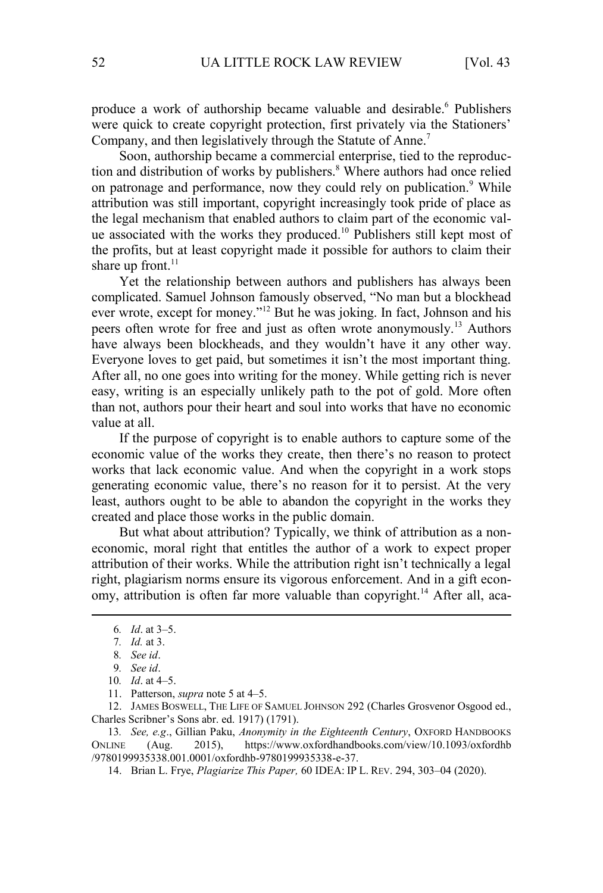produce a work of authorship became valuable and desirable.[6] Publishers were quick to create copyright protection, first privately via the Stationers' Company, and then legislatively through the Statute of Anne.[7]

Soon, authorship became a commercial enterprise, tied to the reproduction and distribution of works by publishers.[8] Where authors had once relied on patronage and performance, now they could rely on publication.[9] While attribution was still important, copyright increasingly took pride of place as the legal mechanism that enabled authors to claim part of the economic value associated with the works they produced.[10] Publishers still kept most of the profits, but at least copyright made it possible for authors to claim their share up front.[11]

Yet the relationship between authors and publishers has always been complicated. Samuel Johnson famously observed, "No man but a blockhead ever wrote, except for money."[12] But he was joking. In fact, Johnson and his peers often wrote for free and just as often wrote anonymously.[13] Authors have always been blockheads, and they wouldn't have it any other way. Everyone loves to get paid, but sometimes it isn't the most important thing. After all, no one goes into writing for the money. While getting rich is never easy, writing is an especially unlikely path to the pot of gold. More often than not, authors pour their heart and soul into works that have no economic value at all.

If the purpose of copyright is to enable authors to capture some of the economic value of the works they create, then there's no reason to protect works that lack economic value. And when the copyright in a work stops generating economic value, there's no reason for it to persist. At the very least, authors ought to be able to abandon the copyright in the works they created and place those works in the public domain.

But what about attribution? Typically, we think of attribution as a non-economic, moral right that entitles the author of a work to expect proper attribution of their works. While the attribution right isn't technically a legal right, plagiarism norms ensure its vigorous enforcement. And in a gift economy, attribution is often far more valuable than copyright.[14] After all, aca-

---

6. *Id*. at 3–5.

7. *Id.* at 3.

8. *See id*.

9. *See id*.

10. *Id*. at 4–5.

11. Patterson, *supra* note 5 at 4–5.

12. JAMES BOSWELL, THE LIFE OF SAMUEL JOHNSON 292 (Charles Grosvenor Osgood ed., Charles Scribner's Sons abr. ed. 1917) (1791).

13. *See, e.g*., Gillian Paku, *Anonymity in the Eighteenth Century*, OXFORD HANDBOOKS ONLINE (Aug. 2015), https://www.oxfordhandbooks.com/view/10.1093/oxfordhb/9780199935338.001.0001/oxfordhb-9780199935338-e-37.

14. Brian L. Frye, *Plagiarize This Paper,* 60 IDEA: IP L. REV. 294, 303–04 (2020).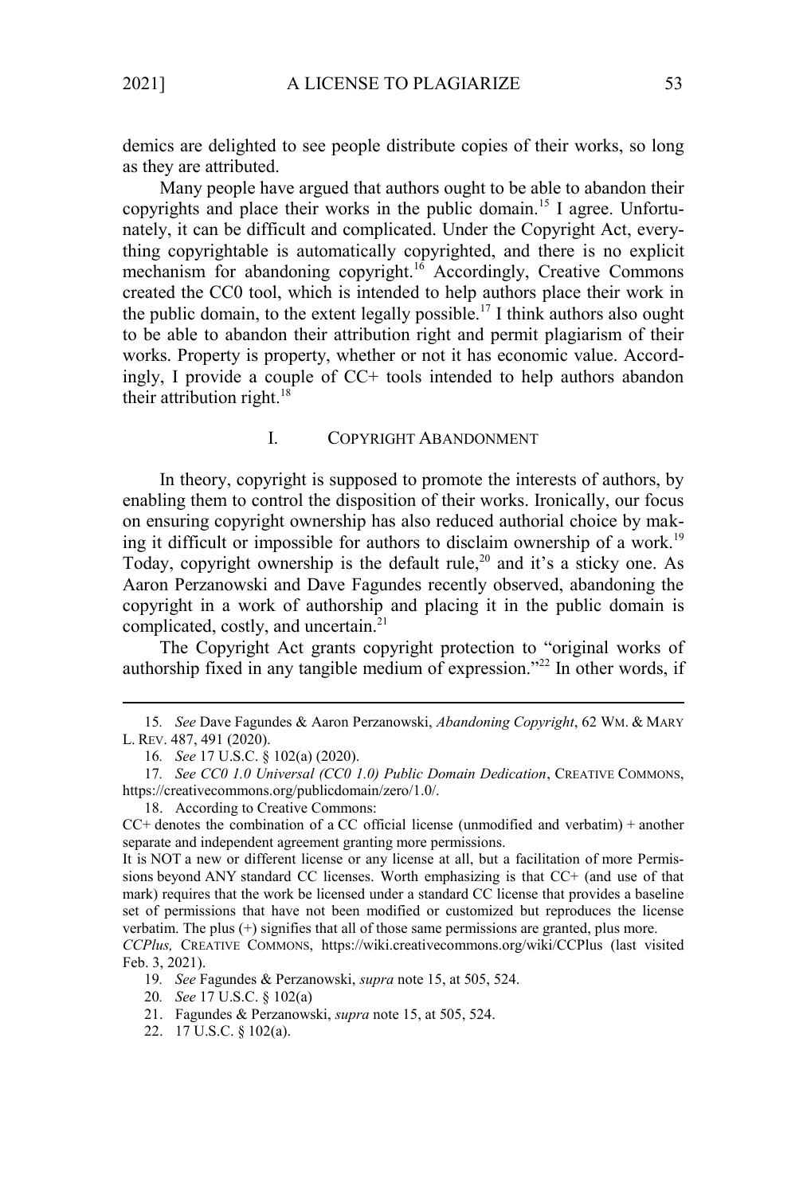demics are delighted to see people distribute copies of their works, so long as they are attributed.

Many people have argued that authors ought to be able to abandon their copyrights and place their works in the public domain.[15] I agree. Unfortunately, it can be difficult and complicated. Under the Copyright Act, everything copyrightable is automatically copyrighted, and there is no explicit mechanism for abandoning copyright.[16] Accordingly, Creative Commons created the CC0 tool, which is intended to help authors place their work in the public domain, to the extent legally possible.[17] I think authors also ought to be able to abandon their attribution right and permit plagiarism of their works. Property is property, whether or not it has economic value. Accordingly, I provide a couple of CC+ tools intended to help authors abandon their attribution right.[18]

## I. COPYRIGHT ABANDONMENT

In theory, copyright is supposed to promote the interests of authors, by enabling them to control the disposition of their works. Ironically, our focus on ensuring copyright ownership has also reduced authorial choice by making it difficult or impossible for authors to disclaim ownership of a work.[19] Today, copyright ownership is the default rule,[20] and it's a sticky one. As Aaron Perzanowski and Dave Fagundes recently observed, abandoning the copyright in a work of authorship and placing it in the public domain is complicated, costly, and uncertain.[21]

The Copyright Act grants copyright protection to "original works of authorship fixed in any tangible medium of expression."[22] In other words, if

---

15. *See* Dave Fagundes & Aaron Perzanowski, *Abandoning Copyright*, 62 WM. & MARY L. REV. 487, 491 (2020).

16. *See* 17 U.S.C. § 102(a) (2020).

17. *See CC0 1.0 Universal (CC0 1.0) Public Domain Dedication*, CREATIVE COMMONS, https://creativecommons.org/publicdomain/zero/1.0/.

18. According to Creative Commons:

CC+ denotes the combination of a CC official license (unmodified and verbatim) + another separate and independent agreement granting more permissions.

It is NOT a new or different license or any license at all, but a facilitation of more Permissions beyond ANY standard CC licenses. Worth emphasizing is that CC+ (and use of that mark) requires that the work be licensed under a standard CC license that provides a baseline set of permissions that have not been modified or customized but reproduces the license verbatim. The plus (+) signifies that all of those same permissions are granted, plus more.

*CCPlus,* CREATIVE COMMONS, https://wiki.creativecommons.org/wiki/CCPlus (last visited Feb. 3, 2021).

19. *See* Fagundes & Perzanowski, *supra* note 15, at 505, 524.

20. *See* 17 U.S.C. § 102(a)

21. Fagundes & Perzanowski, *supra* note 15, at 505, 524.

22. 17 U.S.C. § 102(a).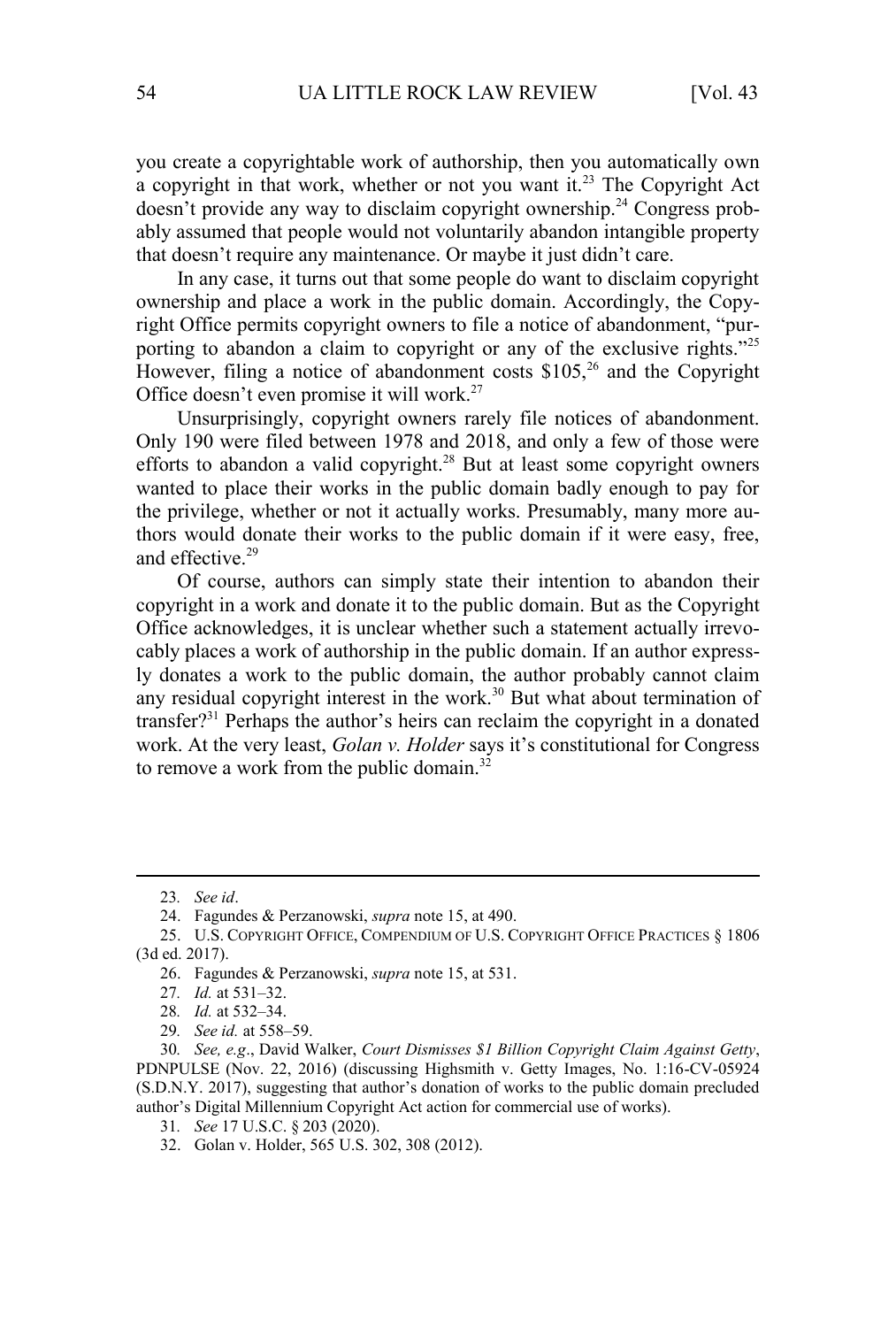you create a copyrightable work of authorship, then you automatically own a copyright in that work, whether or not you want it.[23] The Copyright Act doesn't provide any way to disclaim copyright ownership.[24] Congress probably assumed that people would not voluntarily abandon intangible property that doesn't require any maintenance. Or maybe it just didn't care.

In any case, it turns out that some people do want to disclaim copyright ownership and place a work in the public domain. Accordingly, the Copyright Office permits copyright owners to file a notice of abandonment, "purporting to abandon a claim to copyright or any of the exclusive rights."[25] However, filing a notice of abandonment costs $105,[26] and the Copyright Office doesn't even promise it will work.[27]

Unsurprisingly, copyright owners rarely file notices of abandonment. Only 190 were filed between 1978 and 2018, and only a few of those were efforts to abandon a valid copyright.[28] But at least some copyright owners wanted to place their works in the public domain badly enough to pay for the privilege, whether or not it actually works. Presumably, many more authors would donate their works to the public domain if it were easy, free, and effective.[29]

Of course, authors can simply state their intention to abandon their copyright in a work and donate it to the public domain. But as the Copyright Office acknowledges, it is unclear whether such a statement actually irrevocably places a work of authorship in the public domain. If an author expressly donates a work to the public domain, the author probably cannot claim any residual copyright interest in the work.[30] But what about termination of transfer?[31] Perhaps the author's heirs can reclaim the copyright in a donated work. At the very least, *Golan v. Holder* says it's constitutional for Congress to remove a work from the public domain.[32]

---

23. *See id*.

24. Fagundes & Perzanowski, *supra* note 15, at 490.

25. U.S. COPYRIGHT OFFICE, COMPENDIUM OF U.S. COPYRIGHT OFFICE PRACTICES § 1806 (3d ed. 2017).

26. Fagundes & Perzanowski, *supra* note 15, at 531.

27. *Id.* at 531–32.

28. *Id.* at 532–34.

29. *See id.* at 558–59.

30. *See, e.g*., David Walker, *Court Dismisses $1 Billion Copyright Claim Against Getty*, PDNPULSE (Nov. 22, 2016) (discussing Highsmith v. Getty Images, No. 1:16-CV-05924 (S.D.N.Y. 2017), suggesting that author's donation of works to the public domain precluded author's Digital Millennium Copyright Act action for commercial use of works).

31. *See* 17 U.S.C. § 203 (2020).

32. Golan v. Holder, 565 U.S. 302, 308 (2012).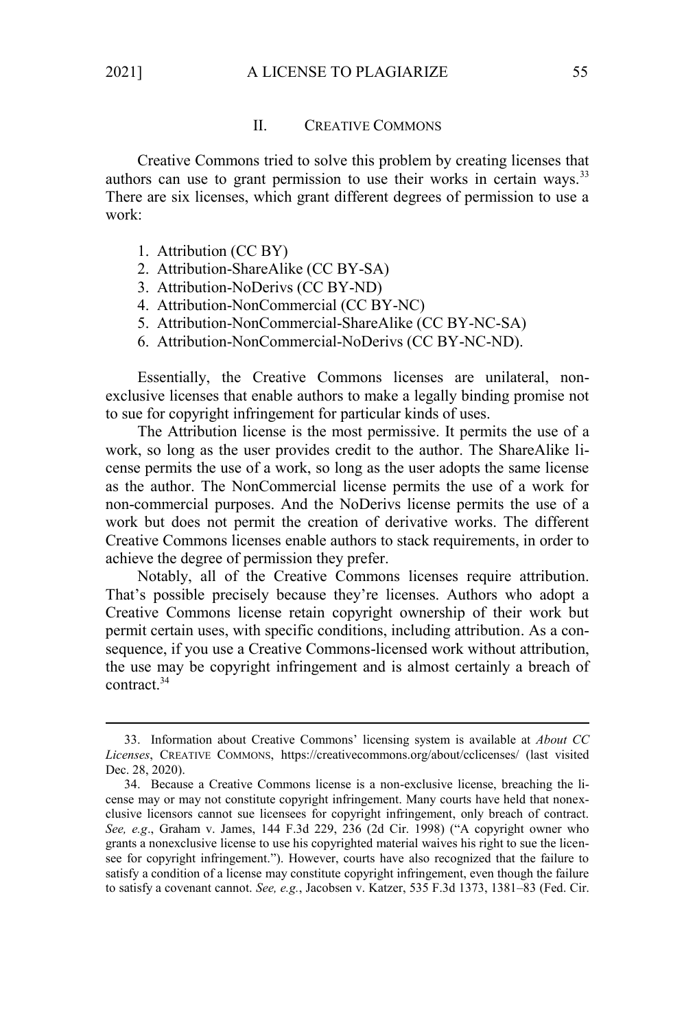## II. CREATIVE COMMONS

Creative Commons tried to solve this problem by creating licenses that authors can use to grant permission to use their works in certain ways.[33] There are six licenses, which grant different degrees of permission to use a work:

1. Attribution (CC BY)
2. Attribution-ShareAlike (CC BY-SA)
3. Attribution-NoDerivs (CC BY-ND)
4. Attribution-NonCommercial (CC BY-NC)
5. Attribution-NonCommercial-ShareAlike (CC BY-NC-SA)
6. Attribution-NonCommercial-NoDerivs (CC BY-NC-ND).

Essentially, the Creative Commons licenses are unilateral, non-exclusive licenses that enable authors to make a legally binding promise not to sue for copyright infringement for particular kinds of uses.

The Attribution license is the most permissive. It permits the use of a work, so long as the user provides credit to the author. The ShareAlike license permits the use of a work, so long as the user adopts the same license as the author. The NonCommercial license permits the use of a work for non-commercial purposes. And the NoDerivs license permits the use of a work but does not permit the creation of derivative works. The different Creative Commons licenses enable authors to stack requirements, in order to achieve the degree of permission they prefer.

Notably, all of the Creative Commons licenses require attribution. That's possible precisely because they're licenses. Authors who adopt a Creative Commons license retain copyright ownership of their work but permit certain uses, with specific conditions, including attribution. As a consequence, if you use a Creative Commons-licensed work without attribution, the use may be copyright infringement and is almost certainly a breach of contract.[34]

---

33. Information about Creative Commons' licensing system is available at *About CC Licenses*, CREATIVE COMMONS, https://creativecommons.org/about/cclicenses/ (last visited Dec. 28, 2020).

34. Because a Creative Commons license is a non-exclusive license, breaching the license may or may not constitute copyright infringement. Many courts have held that nonexclusive licensors cannot sue licensees for copyright infringement, only breach of contract. *See, e.g*., Graham v. James, 144 F.3d 229, 236 (2d Cir. 1998) ("A copyright owner who grants a nonexclusive license to use his copyrighted material waives his right to sue the licensee for copyright infringement."). However, courts have also recognized that the failure to satisfy a condition of a license may constitute copyright infringement, even though the failure to satisfy a covenant cannot. *See, e.g.*, Jacobsen v. Katzer, 535 F.3d 1373, 1381–83 (Fed. Cir.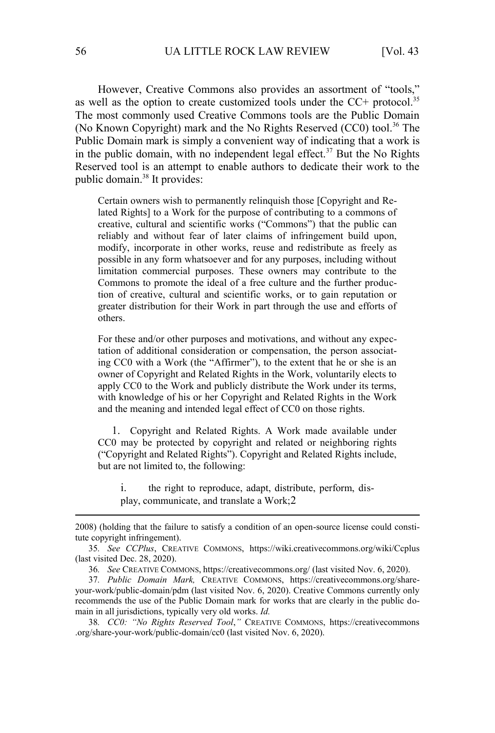However, Creative Commons also provides an assortment of "tools," as well as the option to create customized tools under the CC+ protocol.[35] The most commonly used Creative Commons tools are the Public Domain (No Known Copyright) mark and the No Rights Reserved (CC0) tool.[36] The Public Domain mark is simply a convenient way of indicating that a work is in the public domain, with no independent legal effect.[37] But the No Rights Reserved tool is an attempt to enable authors to dedicate their work to the public domain.[38] It provides:

> Certain owners wish to permanently relinquish those [Copyright and Related Rights] to a Work for the purpose of contributing to a commons of creative, cultural and scientific works ("Commons") that the public can reliably and without fear of later claims of infringement build upon, modify, incorporate in other works, reuse and redistribute as freely as possible in any form whatsoever and for any purposes, including without limitation commercial purposes. These owners may contribute to the Commons to promote the ideal of a free culture and the further production of creative, cultural and scientific works, or to gain reputation or greater distribution for their Work in part through the use and efforts of others.
>
> For these and/or other purposes and motivations, and without any expectation of additional consideration or compensation, the person associating CC0 with a Work (the "Affirmer"), to the extent that he or she is an owner of Copyright and Related Rights in the Work, voluntarily elects to apply CC0 to the Work and publicly distribute the Work under its terms, with knowledge of his or her Copyright and Related Rights in the Work and the meaning and intended legal effect of CC0 on those rights.
>
> 1. Copyright and Related Rights. A Work made available under CC0 may be protected by copyright and related or neighboring rights ("Copyright and Related Rights"). Copyright and Related Rights include, but are not limited to, the following:
>
> i. the right to reproduce, adapt, distribute, perform, display, communicate, and translate a Work;2

---

2008) (holding that the failure to satisfy a condition of an open-source license could constitute copyright infringement).

35. *See CCPlus*, CREATIVE COMMONS, https://wiki.creativecommons.org/wiki/Ccplus (last visited Dec. 28, 2020).

36. *See* CREATIVE COMMONS, https://creativecommons.org/ (last visited Nov. 6, 2020).

37. *Public Domain Mark,* CREATIVE COMMONS, https://creativecommons.org/share-your-work/public-domain/pdm (last visited Nov. 6, 2020). Creative Commons currently only recommends the use of the Public Domain mark for works that are clearly in the public domain in all jurisdictions, typically very old works. *Id.*

38. *CC0: "No Rights Reserved Tool*,*"* CREATIVE COMMONS, https://creativecommons.org/share-your-work/public-domain/cc0 (last visited Nov. 6, 2020).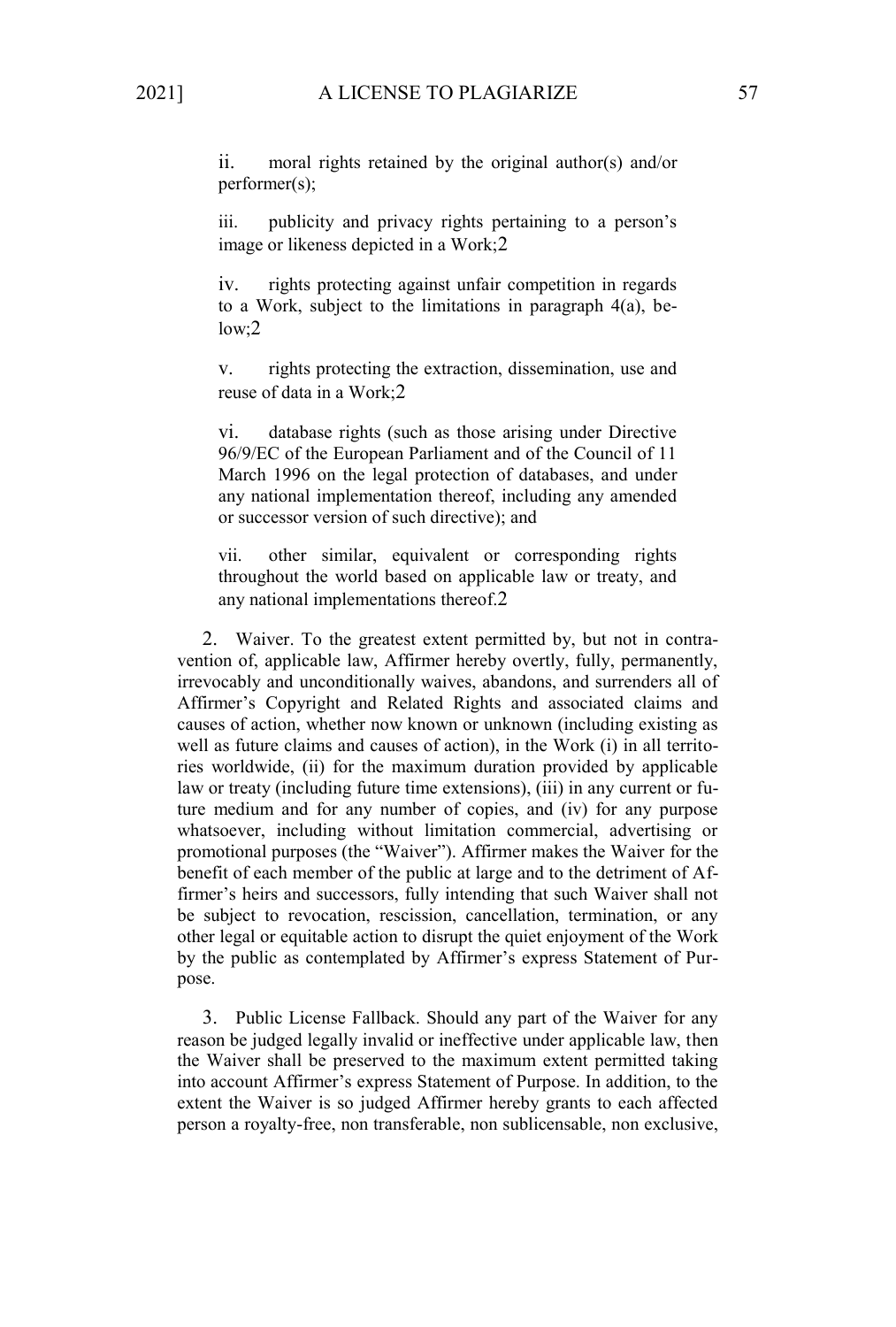ii. moral rights retained by the original author(s) and/or performer(s);

iii. publicity and privacy rights pertaining to a person's image or likeness depicted in a Work;2

iv. rights protecting against unfair competition in regards to a Work, subject to the limitations in paragraph 4(a), below;2

v. rights protecting the extraction, dissemination, use and reuse of data in a Work;2

vi. database rights (such as those arising under Directive 96/9/EC of the European Parliament and of the Council of 11 March 1996 on the legal protection of databases, and under any national implementation thereof, including any amended or successor version of such directive); and

vii. other similar, equivalent or corresponding rights throughout the world based on applicable law or treaty, and any national implementations thereof.2

2. Waiver. To the greatest extent permitted by, but not in contravention of, applicable law, Affirmer hereby overtly, fully, permanently, irrevocably and unconditionally waives, abandons, and surrenders all of Affirmer's Copyright and Related Rights and associated claims and causes of action, whether now known or unknown (including existing as well as future claims and causes of action), in the Work (i) in all territories worldwide, (ii) for the maximum duration provided by applicable law or treaty (including future time extensions), (iii) in any current or future medium and for any number of copies, and (iv) for any purpose whatsoever, including without limitation commercial, advertising or promotional purposes (the "Waiver"). Affirmer makes the Waiver for the benefit of each member of the public at large and to the detriment of Affirmer's heirs and successors, fully intending that such Waiver shall not be subject to revocation, rescission, cancellation, termination, or any other legal or equitable action to disrupt the quiet enjoyment of the Work by the public as contemplated by Affirmer's express Statement of Purpose.

3. Public License Fallback. Should any part of the Waiver for any reason be judged legally invalid or ineffective under applicable law, then the Waiver shall be preserved to the maximum extent permitted taking into account Affirmer's express Statement of Purpose. In addition, to the extent the Waiver is so judged Affirmer hereby grants to each affected person a royalty-free, non transferable, non sublicensable, non exclusive,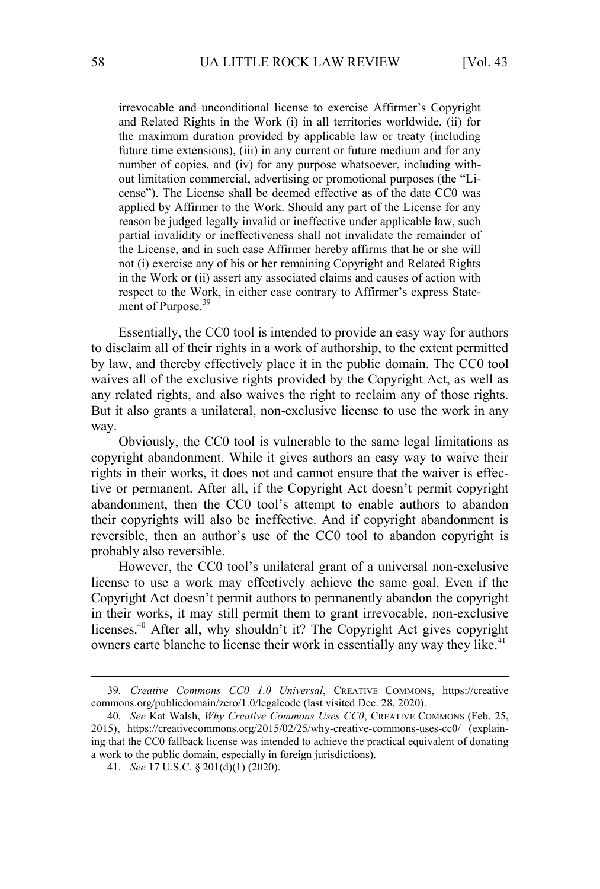> irrevocable and unconditional license to exercise Affirmer's Copyright and Related Rights in the Work (i) in all territories worldwide, (ii) for the maximum duration provided by applicable law or treaty (including future time extensions), (iii) in any current or future medium and for any number of copies, and (iv) for any purpose whatsoever, including without limitation commercial, advertising or promotional purposes (the "License"). The License shall be deemed effective as of the date CC0 was applied by Affirmer to the Work. Should any part of the License for any reason be judged legally invalid or ineffective under applicable law, such partial invalidity or ineffectiveness shall not invalidate the remainder of the License, and in such case Affirmer hereby affirms that he or she will not (i) exercise any of his or her remaining Copyright and Related Rights in the Work or (ii) assert any associated claims and causes of action with respect to the Work, in either case contrary to Affirmer's express Statement of Purpose.[39]

Essentially, the CC0 tool is intended to provide an easy way for authors to disclaim all of their rights in a work of authorship, to the extent permitted by law, and thereby effectively place it in the public domain. The CC0 tool waives all of the exclusive rights provided by the Copyright Act, as well as any related rights, and also waives the right to reclaim any of those rights. But it also grants a unilateral, non-exclusive license to use the work in any way.

Obviously, the CC0 tool is vulnerable to the same legal limitations as copyright abandonment. While it gives authors an easy way to waive their rights in their works, it does not and cannot ensure that the waiver is effective or permanent. After all, if the Copyright Act doesn't permit copyright abandonment, then the CC0 tool's attempt to enable authors to abandon their copyrights will also be ineffective. And if copyright abandonment is reversible, then an author's use of the CC0 tool to abandon copyright is probably also reversible.

However, the CC0 tool's unilateral grant of a universal non-exclusive license to use a work may effectively achieve the same goal. Even if the Copyright Act doesn't permit authors to permanently abandon the copyright in their works, it may still permit them to grant irrevocable, non-exclusive licenses.[40] After all, why shouldn't it? The Copyright Act gives copyright owners carte blanche to license their work in essentially any way they like.[41]

---

39. *Creative Commons CC0 1.0 Universal*, CREATIVE COMMONS, https://creativecommons.org/publicdomain/zero/1.0/legalcode (last visited Dec. 28, 2020).

40. *See* Kat Walsh, *Why Creative Commons Uses CC0*, CREATIVE COMMONS (Feb. 25, 2015), https://creativecommons.org/2015/02/25/why-creative-commons-uses-cc0/ (explaining that the CC0 fallback license was intended to achieve the practical equivalent of donating a work to the public domain, especially in foreign jurisdictions).

41. *See* 17 U.S.C. § 201(d)(1) (2020).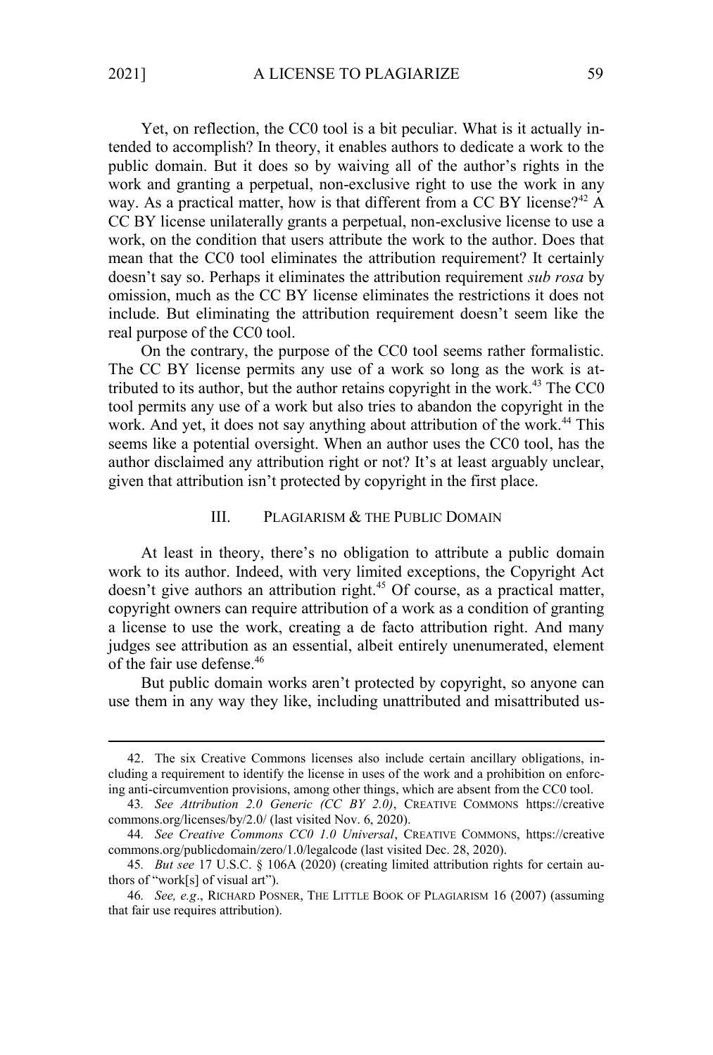Yet, on reflection, the CC0 tool is a bit peculiar. What is it actually intended to accomplish? In theory, it enables authors to dedicate a work to the public domain. But it does so by waiving all of the author's rights in the work and granting a perpetual, non-exclusive right to use the work in any way. As a practical matter, how is that different from a CC BY license?[42] A CC BY license unilaterally grants a perpetual, non-exclusive license to use a work, on the condition that users attribute the work to the author. Does that mean that the CC0 tool eliminates the attribution requirement? It certainly doesn't say so. Perhaps it eliminates the attribution requirement *sub rosa* by omission, much as the CC BY license eliminates the restrictions it does not include. But eliminating the attribution requirement doesn't seem like the real purpose of the CC0 tool.

On the contrary, the purpose of the CC0 tool seems rather formalistic. The CC BY license permits any use of a work so long as the work is attributed to its author, but the author retains copyright in the work.[43] The CC0 tool permits any use of a work but also tries to abandon the copyright in the work. And yet, it does not say anything about attribution of the work.[44] This seems like a potential oversight. When an author uses the CC0 tool, has the author disclaimed any attribution right or not? It's at least arguably unclear, given that attribution isn't protected by copyright in the first place.

## III. PLAGIARISM & THE PUBLIC DOMAIN

At least in theory, there's no obligation to attribute a public domain work to its author. Indeed, with very limited exceptions, the Copyright Act doesn't give authors an attribution right.[45] Of course, as a practical matter, copyright owners can require attribution of a work as a condition of granting a license to use the work, creating a de facto attribution right. And many judges see attribution as an essential, albeit entirely unenumerated, element of the fair use defense.[46]

But public domain works aren't protected by copyright, so anyone can use them in any way they like, including unattributed and misattributed us-

---

42. The six Creative Commons licenses also include certain ancillary obligations, including a requirement to identify the license in uses of the work and a prohibition on enforcing anti-circumvention provisions, among other things, which are absent from the CC0 tool.

43. *See Attribution 2.0 Generic (CC BY 2.0)*, CREATIVE COMMONS https://creativecommons.org/licenses/by/2.0/ (last visited Nov. 6, 2020).

44. *See Creative Commons CC0 1.0 Universal*, CREATIVE COMMONS, https://creativecommons.org/publicdomain/zero/1.0/legalcode (last visited Dec. 28, 2020).

45. *But see* 17 U.S.C. § 106A (2020) (creating limited attribution rights for certain authors of "work[s] of visual art").

46. *See, e.g.*, RICHARD POSNER, THE LITTLE BOOK OF PLAGIARISM 16 (2007) (assuming that fair use requires attribution).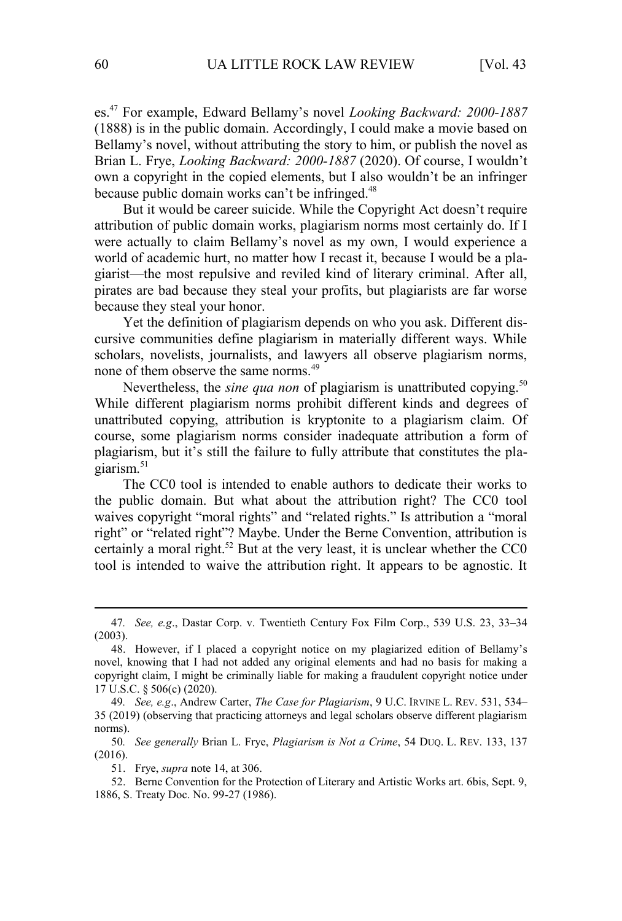es.[47] For example, Edward Bellamy's novel *Looking Backward: 2000-1887* (1888) is in the public domain. Accordingly, I could make a movie based on Bellamy's novel, without attributing the story to him, or publish the novel as Brian L. Frye, *Looking Backward: 2000-1887* (2020). Of course, I wouldn't own a copyright in the copied elements, but I also wouldn't be an infringer because public domain works can't be infringed.[48]

But it would be career suicide. While the Copyright Act doesn't require attribution of public domain works, plagiarism norms most certainly do. If I were actually to claim Bellamy's novel as my own, I would experience a world of academic hurt, no matter how I recast it, because I would be a plagiarist—the most repulsive and reviled kind of literary criminal. After all, pirates are bad because they steal your profits, but plagiarists are far worse because they steal your honor.

Yet the definition of plagiarism depends on who you ask. Different discursive communities define plagiarism in materially different ways. While scholars, novelists, journalists, and lawyers all observe plagiarism norms, none of them observe the same norms.[49]

Nevertheless, the *sine qua non* of plagiarism is unattributed copying.[50] While different plagiarism norms prohibit different kinds and degrees of unattributed copying, attribution is kryptonite to a plagiarism claim. Of course, some plagiarism norms consider inadequate attribution a form of plagiarism, but it's still the failure to fully attribute that constitutes the plagiarism.[51]

The CC0 tool is intended to enable authors to dedicate their works to the public domain. But what about the attribution right? The CC0 tool waives copyright "moral rights" and "related rights." Is attribution a "moral right" or "related right"? Maybe. Under the Berne Convention, attribution is certainly a moral right.[52] But at the very least, it is unclear whether the CC0 tool is intended to waive the attribution right. It appears to be agnostic. It

---

47. *See, e.g*., Dastar Corp. v. Twentieth Century Fox Film Corp., 539 U.S. 23, 33–34 (2003).

48. However, if I placed a copyright notice on my plagiarized edition of Bellamy's novel, knowing that I had not added any original elements and had no basis for making a copyright claim, I might be criminally liable for making a fraudulent copyright notice under 17 U.S.C. § 506(c) (2020).

49. *See, e.g*., Andrew Carter, *The Case for Plagiarism*, 9 U.C. IRVINE L. REV. 531, 534–35 (2019) (observing that practicing attorneys and legal scholars observe different plagiarism norms).

50. *See generally* Brian L. Frye, *Plagiarism is Not a Crime*, 54 DUQ. L. REV. 133, 137 (2016).

51. Frye, *supra* note 14, at 306.

52. Berne Convention for the Protection of Literary and Artistic Works art. 6bis, Sept. 9, 1886, S. Treaty Doc. No. 99-27 (1986).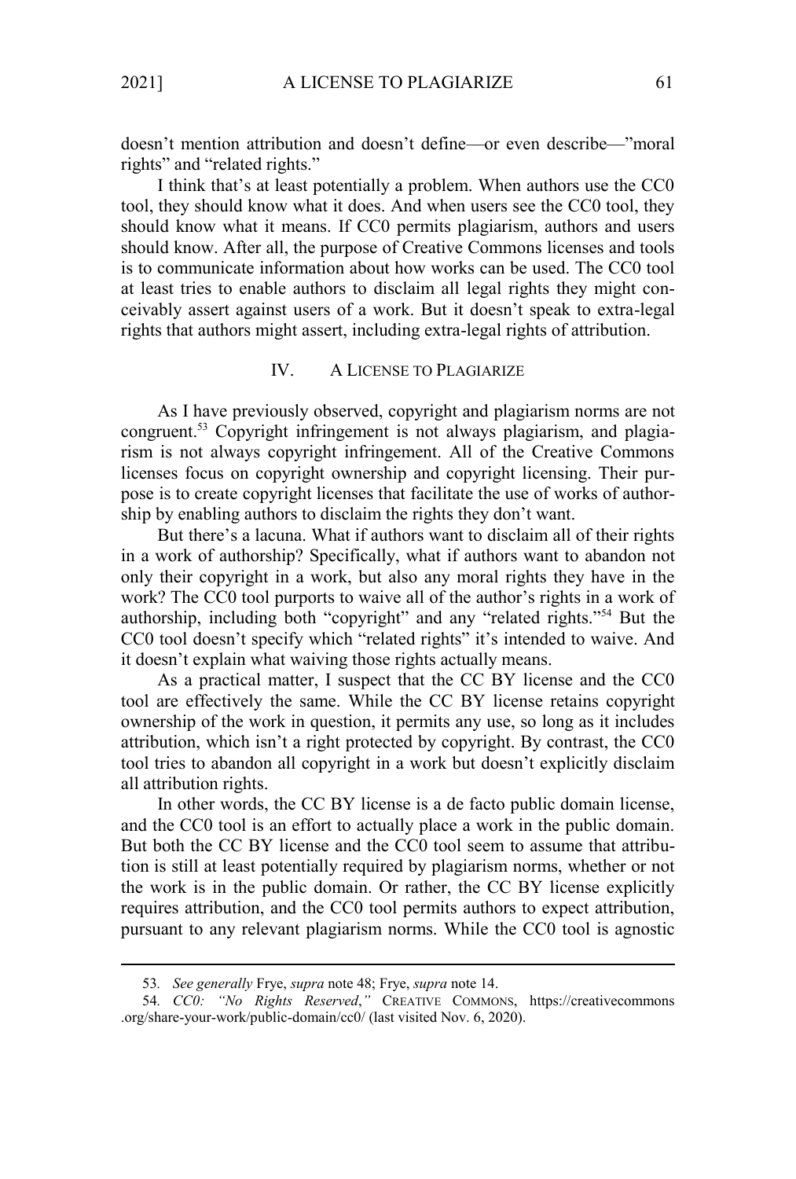doesn't mention attribution and doesn't define—or even describe—"moral rights" and "related rights."

I think that's at least potentially a problem. When authors use the CC0 tool, they should know what it does. And when users see the CC0 tool, they should know what it means. If CC0 permits plagiarism, authors and users should know. After all, the purpose of Creative Commons licenses and tools is to communicate information about how works can be used. The CC0 tool at least tries to enable authors to disclaim all legal rights they might conceivably assert against users of a work. But it doesn't speak to extra-legal rights that authors might assert, including extra-legal rights of attribution.

## IV. A LICENSE TO PLAGIARIZE

As I have previously observed, copyright and plagiarism norms are not congruent.[53] Copyright infringement is not always plagiarism, and plagiarism is not always copyright infringement. All of the Creative Commons licenses focus on copyright ownership and copyright licensing. Their purpose is to create copyright licenses that facilitate the use of works of authorship by enabling authors to disclaim the rights they don't want.

But there's a lacuna. What if authors want to disclaim all of their rights in a work of authorship? Specifically, what if authors want to abandon not only their copyright in a work, but also any moral rights they have in the work? The CC0 tool purports to waive all of the author's rights in a work of authorship, including both "copyright" and any "related rights."[54] But the CC0 tool doesn't specify which "related rights" it's intended to waive. And it doesn't explain what waiving those rights actually means.

As a practical matter, I suspect that the CC BY license and the CC0 tool are effectively the same. While the CC BY license retains copyright ownership of the work in question, it permits any use, so long as it includes attribution, which isn't a right protected by copyright. By contrast, the CC0 tool tries to abandon all copyright in a work but doesn't explicitly disclaim all attribution rights.

In other words, the CC BY license is a de facto public domain license, and the CC0 tool is an effort to actually place a work in the public domain. But both the CC BY license and the CC0 tool seem to assume that attribution is still at least potentially required by plagiarism norms, whether or not the work is in the public domain. Or rather, the CC BY license explicitly requires attribution, and the CC0 tool permits authors to expect attribution, pursuant to any relevant plagiarism norms. While the CC0 tool is agnostic

---

53. *See generally* Frye, *supra* note 48; Frye, *supra* note 14.

54. *CC0: "No Rights Reserved*,*"* CREATIVE COMMONS, https://creativecommons.org/share-your-work/public-domain/cc0/ (last visited Nov. 6, 2020).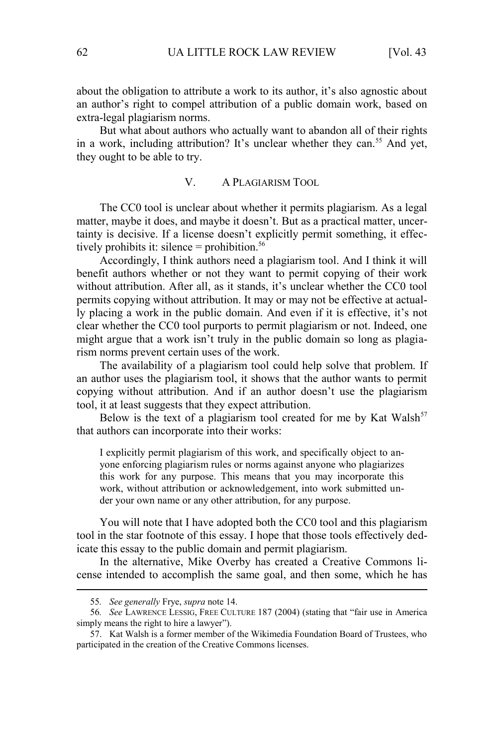about the obligation to attribute a work to its author, it's also agnostic about an author's right to compel attribution of a public domain work, based on extra-legal plagiarism norms.

But what about authors who actually want to abandon all of their rights in a work, including attribution? It's unclear whether they can.[55] And yet, they ought to be able to try.

## V. A PLAGIARISM TOOL

The CC0 tool is unclear about whether it permits plagiarism. As a legal matter, maybe it does, and maybe it doesn't. But as a practical matter, uncertainty is decisive. If a license doesn't explicitly permit something, it effectively prohibits it: silence = prohibition.[56]

Accordingly, I think authors need a plagiarism tool. And I think it will benefit authors whether or not they want to permit copying of their work without attribution. After all, as it stands, it's unclear whether the CC0 tool permits copying without attribution. It may or may not be effective at actually placing a work in the public domain. And even if it is effective, it's not clear whether the CC0 tool purports to permit plagiarism or not. Indeed, one might argue that a work isn't truly in the public domain so long as plagiarism norms prevent certain uses of the work.

The availability of a plagiarism tool could help solve that problem. If an author uses the plagiarism tool, it shows that the author wants to permit copying without attribution. And if an author doesn't use the plagiarism tool, it at least suggests that they expect attribution.

Below is the text of a plagiarism tool created for me by Kat Walsh[57] that authors can incorporate into their works:

> I explicitly permit plagiarism of this work, and specifically object to anyone enforcing plagiarism rules or norms against anyone who plagiarizes this work for any purpose. This means that you may incorporate this work, without attribution or acknowledgement, into work submitted under your own name or any other attribution, for any purpose.

You will note that I have adopted both the CC0 tool and this plagiarism tool in the star footnote of this essay. I hope that those tools effectively dedicate this essay to the public domain and permit plagiarism.

In the alternative, Mike Overby has created a Creative Commons license intended to accomplish the same goal, and then some, which he has

---

55. *See generally* Frye, *supra* note 14.

56. *See* LAWRENCE LESSIG, FREE CULTURE 187 (2004) (stating that "fair use in America simply means the right to hire a lawyer").

57. Kat Walsh is a former member of the Wikimedia Foundation Board of Trustees, who participated in the creation of the Creative Commons licenses.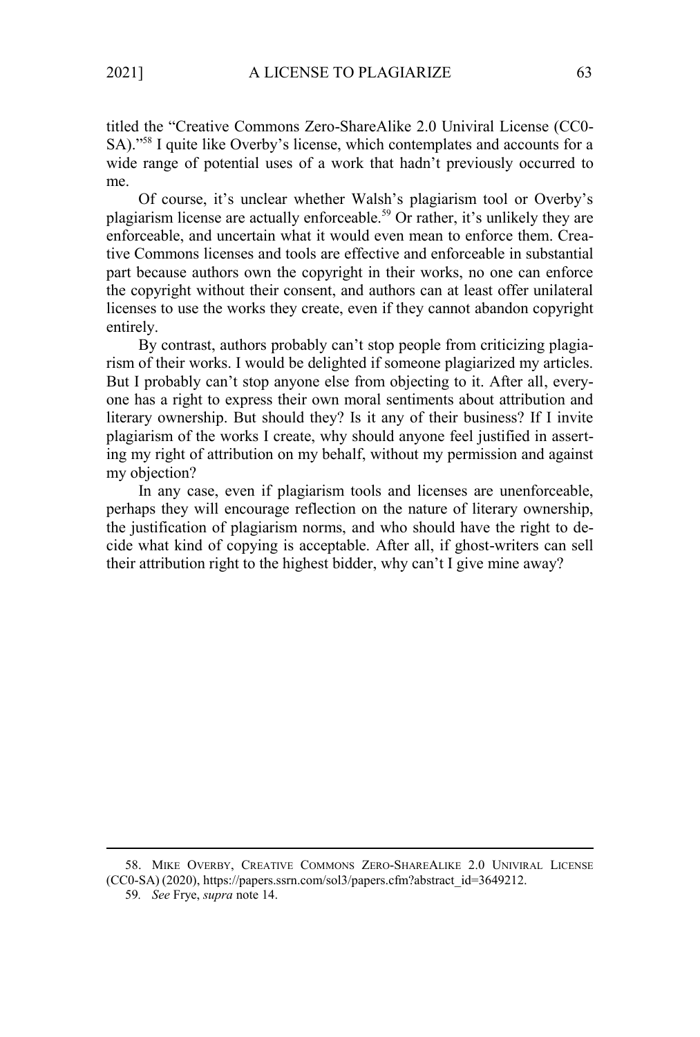titled the "Creative Commons Zero-ShareAlike 2.0 Univiral License (CC0-SA)."[58] I quite like Overby's license, which contemplates and accounts for a wide range of potential uses of a work that hadn't previously occurred to me.

Of course, it's unclear whether Walsh's plagiarism tool or Overby's plagiarism license are actually enforceable.[59] Or rather, it's unlikely they are enforceable, and uncertain what it would even mean to enforce them. Creative Commons licenses and tools are effective and enforceable in substantial part because authors own the copyright in their works, no one can enforce the copyright without their consent, and authors can at least offer unilateral licenses to use the works they create, even if they cannot abandon copyright entirely.

By contrast, authors probably can't stop people from criticizing plagiarism of their works. I would be delighted if someone plagiarized my articles. But I probably can't stop anyone else from objecting to it. After all, everyone has a right to express their own moral sentiments about attribution and literary ownership. But should they? Is it any of their business? If I invite plagiarism of the works I create, why should anyone feel justified in asserting my right of attribution on my behalf, without my permission and against my objection?

In any case, even if plagiarism tools and licenses are unenforceable, perhaps they will encourage reflection on the nature of literary ownership, the justification of plagiarism norms, and who should have the right to decide what kind of copying is acceptable. After all, if ghost-writers can sell their attribution right to the highest bidder, why can't I give mine away?

---

58. MIKE OVERBY, CREATIVE COMMONS ZERO-SHAREALIKE 2.0 UNIVIRAL LICENSE (CC0-SA) (2020), https://papers.ssrn.com/sol3/papers.cfm?abstract_id=3649212.

59. *See* Frye, *supra* note 14.